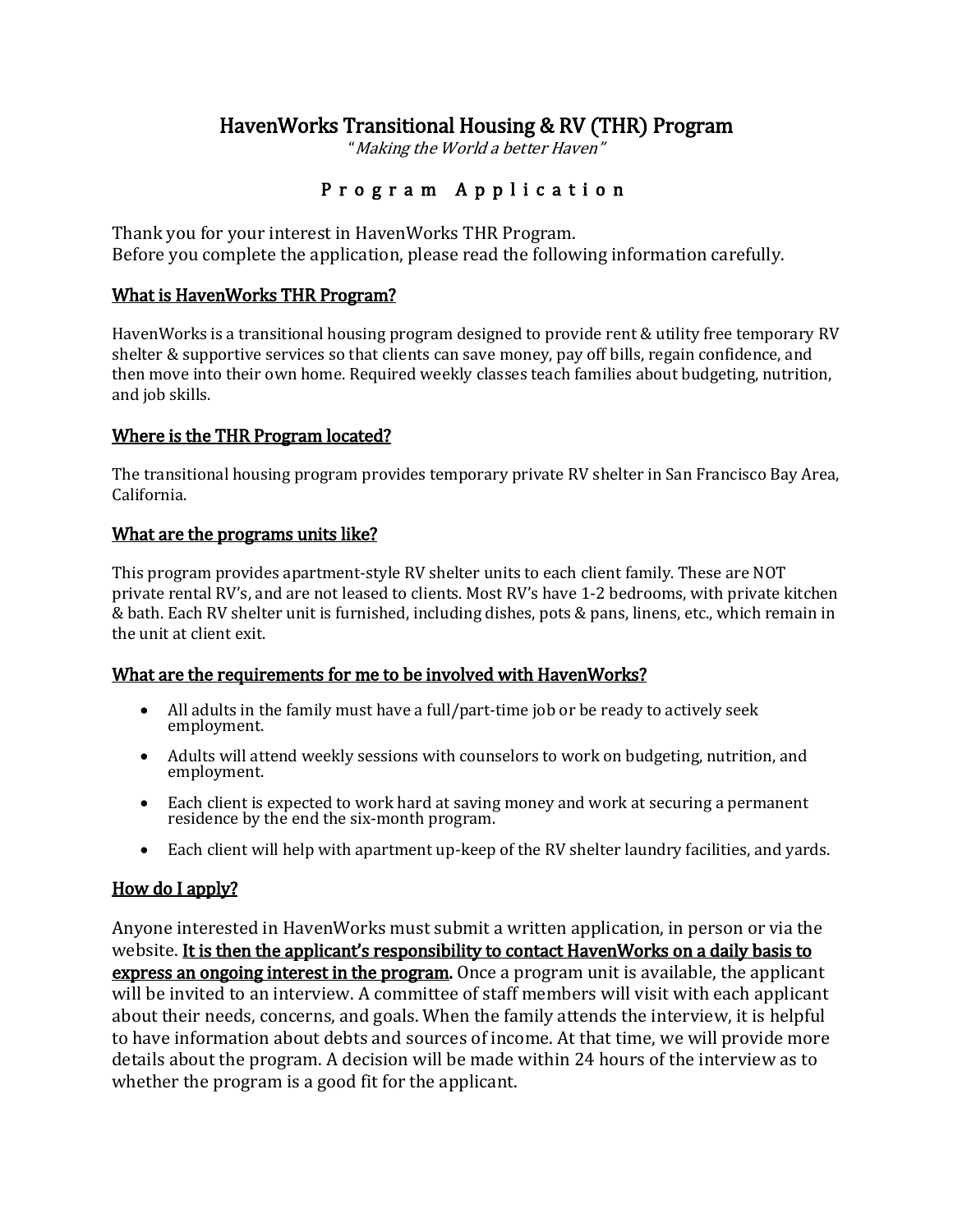# HavenWorks Transitional Housing & RV (THR) Program

"*Making the World a better Haven*"

## P r o g r a m   A p p l i c a t i o n

Thank you for your interest in HavenWorks THR Program.
Before you complete the application, please read the following information carefully.

### What is HavenWorks THR Program?

HavenWorks is a transitional housing program designed to provide rent & utility free temporary RV shelter & supportive services so that clients can save money, pay off bills, regain confidence, and then move into their own home. Required weekly classes teach families about budgeting, nutrition, and job skills.

### Where is the THR Program located?

The transitional housing program provides temporary private RV shelter in San Francisco Bay Area, California.

### What are the programs units like?

This program provides apartment-style RV shelter units to each client family. These are NOT private rental RV's, and are not leased to clients. Most RV's have 1-2 bedrooms, with private kitchen & bath. Each RV shelter unit is furnished, including dishes, pots & pans, linens, etc., which remain in the unit at client exit.

### What are the requirements for me to be involved with HavenWorks?

- All adults in the family must have a full/part-time job or be ready to actively seek employment.
- Adults will attend weekly sessions with counselors to work on budgeting, nutrition, and employment.
- Each client is expected to work hard at saving money and work at securing a permanent residence by the end the six-month program.
- Each client will help with apartment up-keep of the RV shelter laundry facilities, and yards.

### How do I apply?

Anyone interested in HavenWorks must submit a written application, in person or via the website. **It is then the applicant's responsibility to contact HavenWorks on a daily basis to express an ongoing interest in the program.** Once a program unit is available, the applicant will be invited to an interview. A committee of staff members will visit with each applicant about their needs, concerns, and goals. When the family attends the interview, it is helpful to have information about debts and sources of income. At that time, we will provide more details about the program. A decision will be made within 24 hours of the interview as to whether the program is a good fit for the applicant.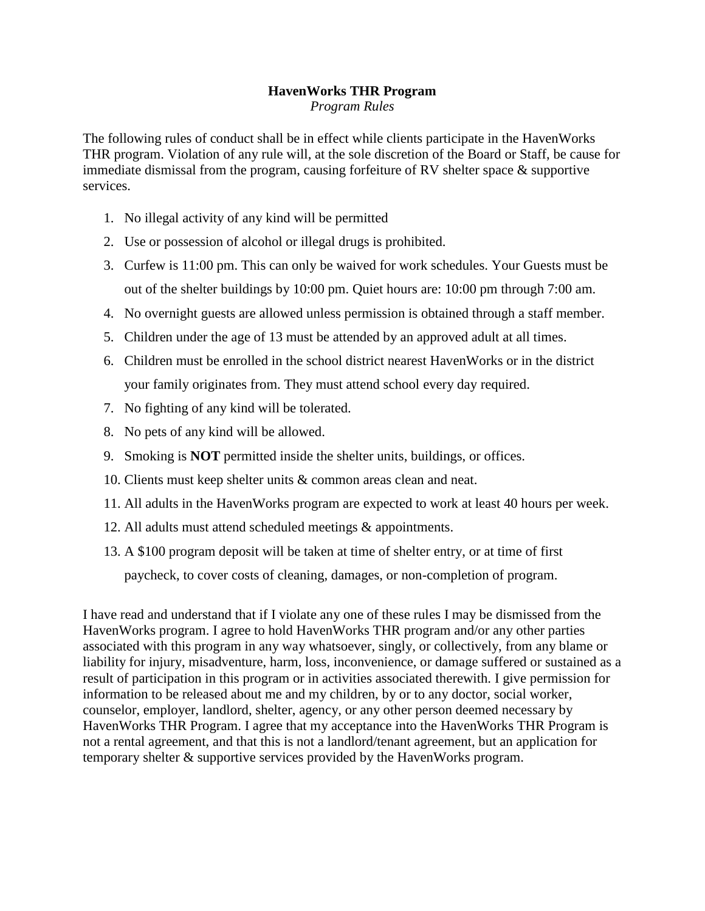**HavenWorks THR Program**
*Program Rules*

The following rules of conduct shall be in effect while clients participate in the HavenWorks THR program. Violation of any rule will, at the sole discretion of the Board or Staff, be cause for immediate dismissal from the program, causing forfeiture of RV shelter space & supportive services.

1. No illegal activity of any kind will be permitted
2. Use or possession of alcohol or illegal drugs is prohibited.
3. Curfew is 11:00 pm. This can only be waived for work schedules. Your Guests must be out of the shelter buildings by 10:00 pm. Quiet hours are: 10:00 pm through 7:00 am.
4. No overnight guests are allowed unless permission is obtained through a staff member.
5. Children under the age of 13 must be attended by an approved adult at all times.
6. Children must be enrolled in the school district nearest HavenWorks or in the district your family originates from. They must attend school every day required.
7. No fighting of any kind will be tolerated.
8. No pets of any kind will be allowed.
9. Smoking is **NOT** permitted inside the shelter units, buildings, or offices.
10. Clients must keep shelter units & common areas clean and neat.
11. All adults in the HavenWorks program are expected to work at least 40 hours per week.
12. All adults must attend scheduled meetings & appointments.
13. A $100 program deposit will be taken at time of shelter entry, or at time of first paycheck, to cover costs of cleaning, damages, or non-completion of program.

I have read and understand that if I violate any one of these rules I may be dismissed from the HavenWorks program. I agree to hold HavenWorks THR program and/or any other parties associated with this program in any way whatsoever, singly, or collectively, from any blame or liability for injury, misadventure, harm, loss, inconvenience, or damage suffered or sustained as a result of participation in this program or in activities associated therewith. I give permission for information to be released about me and my children, by or to any doctor, social worker, counselor, employer, landlord, shelter, agency, or any other person deemed necessary by HavenWorks THR Program. I agree that my acceptance into the HavenWorks THR Program is not a rental agreement, and that this is not a landlord/tenant agreement, but an application for temporary shelter & supportive services provided by the HavenWorks program.